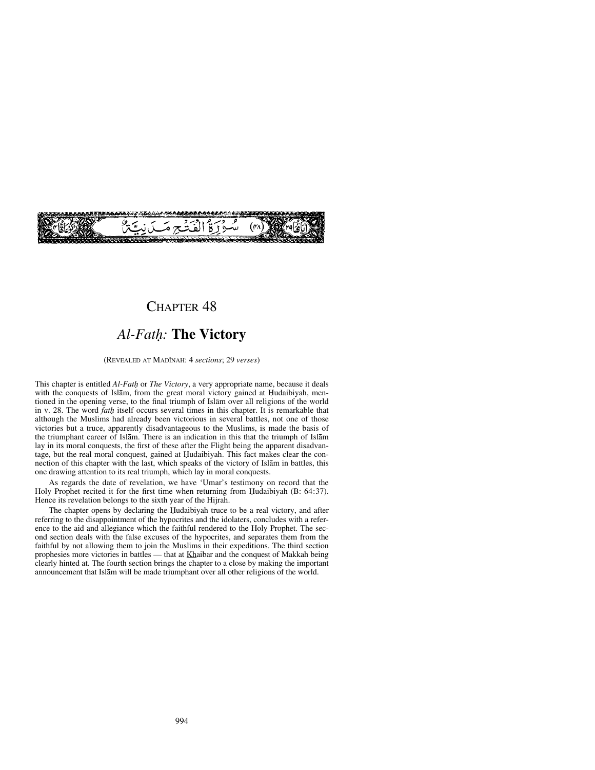سُورَةُ الْفَتْحِ مَدَنِيَّةٌ (٤٨)

# Chapter 48

## *Al-Fatḥ:* **The Victory**

(Revealed at Madīnah: 4 *sections*; 29 *verses*)

This chapter is entitled *Al-Fatḥ* or *The Victory*, a very appropriate name, because it deals with the conquests of Islām, from the great moral victory gained at Ḥudaibiyah, mentioned in the opening verse, to the final triumph of Islām over all religions of the world in v. 28. The word *fatḥ* itself occurs several times in this chapter. It is remarkable that although the Muslims had already been victorious in several battles, not one of those victories but a truce, apparently disadvantageous to the Muslims, is made the basis of the triumphant career of Islām. There is an indication in this that the triumph of Islām lay in its moral conquests, the first of these after the Flight being the apparent disadvantage, but the real moral conquest, gained at Ḥudaibiyah. This fact makes clear the connection of this chapter with the last, which speaks of the victory of Islām in battles, this one drawing attention to its real triumph, which lay in moral conquests.

As regards the date of revelation, we have 'Umar's testimony on record that the Holy Prophet recited it for the first time when returning from Ḥudaibiyah (B: 64:37). Hence its revelation belongs to the sixth year of the Hijrah.

The chapter opens by declaring the Ḥudaibiyah truce to be a real victory, and after referring to the disappointment of the hypocrites and the idolaters, concludes with a reference to the aid and allegiance which the faithful rendered to the Holy Prophet. The second section deals with the false excuses of the hypocrites, and separates them from the faithful by not allowing them to join the Muslims in their expeditions. The third section prophesies more victories in battles — that at Khaibar and the conquest of Makkah being clearly hinted at. The fourth section brings the chapter to a close by making the important announcement that Islām will be made triumphant over all other religions of the world.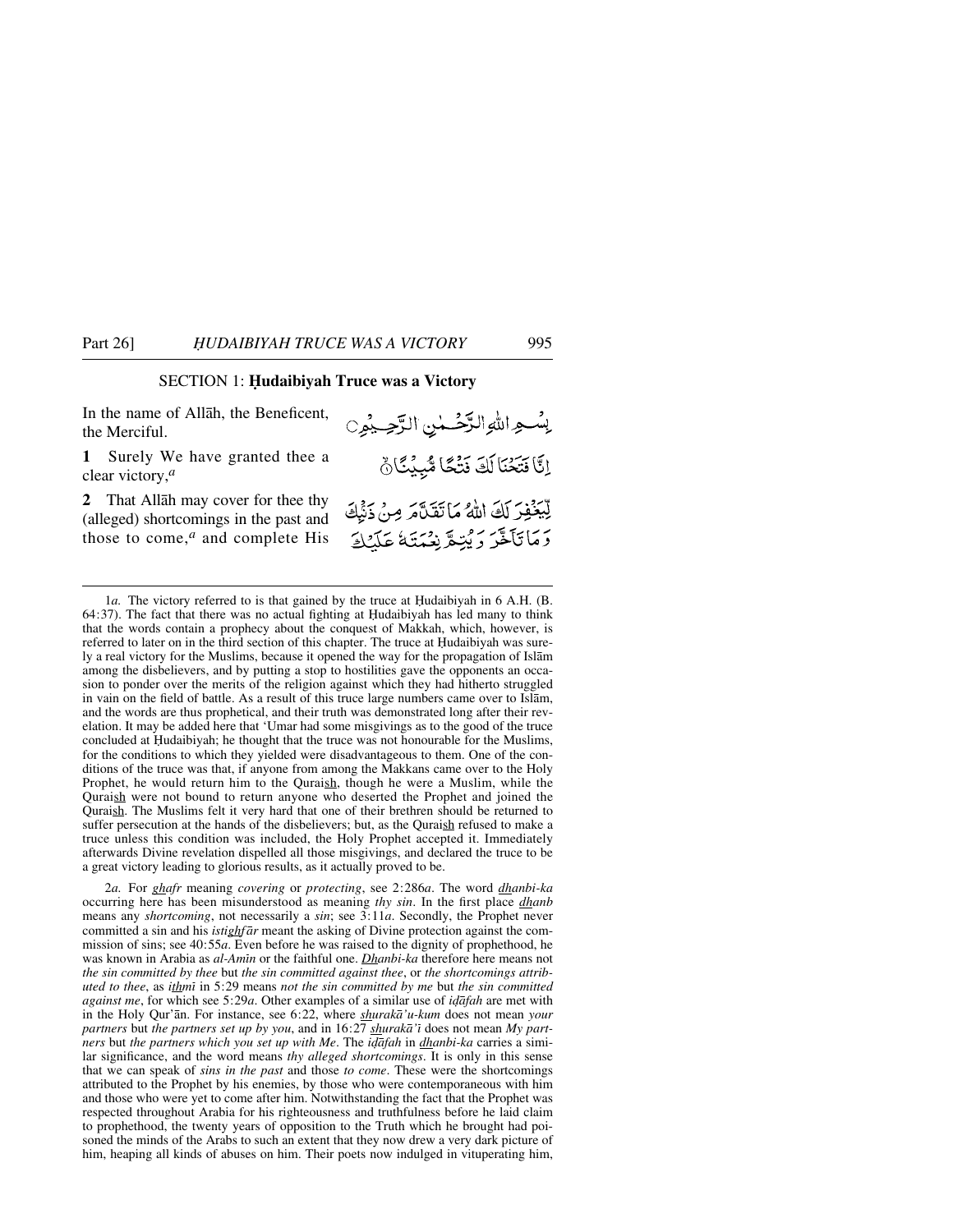## SECTION 1: Ḥudaibiyah Truce was a Victory

In the name of Allāh, the Beneficent, the Merciful.

بِسۡمِ اللّٰہِ الرَّحۡمٰنِ الرَّحِیۡمِ ۝

**1** Surely We have granted thee a clear victory,[a]

اِنَّا فَتَحۡنَا لَکَ فَتۡحًا مُّبِیۡنًا ۙ۝۱

**2** That Allāh may cover for thee thy (alleged) shortcomings in the past and those to come,[a] and complete His

لِّیَغۡفِرَ لَکَ اللّٰہُ مَا تَقَدَّمَ مِنۡ ذَنۡۢبِکَ وَ مَا تَاَخَّرَ وَ یُتِمَّ نِعۡمَتَہٗ عَلَیۡکَ

---

1*a.* The victory referred to is that gained by the truce at Ḥudaibiyah in 6 A.H. (B. 64:37). The fact that there was no actual fighting at Ḥudaibiyah has led many to think that the words contain a prophecy about the conquest of Makkah, which, however, is referred to later on in the third section of this chapter. The truce at Ḥudaibiyah was surely a real victory for the Muslims, because it opened the way for the propagation of Islām among the disbelievers, and by putting a stop to hostilities gave the opponents an occasion to ponder over the merits of the religion against which they had hitherto struggled in vain on the field of battle. As a result of this truce large numbers came over to Islām, and the words are thus prophetical, and their truth was demonstrated long after their revelation. It may be added here that 'Umar had some misgivings as to the good of the truce concluded at Ḥudaibiyah; he thought that the truce was not honourable for the Muslims, for the conditions to which they yielded were disadvantageous to them. One of the conditions of the truce was that, if anyone from among the Makkans came over to the Holy Prophet, he would return him to the Quraish, though he were a Muslim, while the Quraish were not bound to return anyone who deserted the Prophet and joined the Quraish. The Muslims felt it very hard that one of their brethren should be returned to suffer persecution at the hands of the disbelievers; but, as the Quraish refused to make a truce unless this condition was included, the Holy Prophet accepted it. Immediately afterwards Divine revelation dispelled all those misgivings, and declared the truce to be a great victory leading to glorious results, as it actually proved to be.

2*a.* For *ghafr* meaning *covering* or *protecting*, see 2:286*a*. The word *dhanbi-ka* occurring here has been misunderstood as meaning *thy sin*. In the first place *dhanb* means any *shortcoming*, not necessarily a *sin*; see 3:11*a*. Secondly, the Prophet never committed a sin and his *istighfār* meant the asking of Divine protection against the commission of sins; see 40:55*a*. Even before he was raised to the dignity of prophethood, he was known in Arabia as *al-Amīn* or the faithful one. *Dhanbi-ka* therefore here means not *the sin committed by thee* but *the sin committed against thee*, or *the shortcomings attributed to thee*, as *ithmī* in 5:29 means *not the sin committed by me* but *the sin committed against me*, for which see 5:29*a*. Other examples of a similar use of *iḍāfah* are met with in the Holy Qur'ān. For instance, see 6:22, where *shurakā'u-kum* does not mean *your partners* but *the partners set up by you*, and in 16:27 *shurakā'ī* does not mean *My partners* but *the partners which you set up with Me*. The *iḍāfah* in *dhanbi-ka* carries a similar significance, and the word means *thy alleged shortcomings*. It is only in this sense that we can speak of *sins in the past* and those *to come*. These were the shortcomings attributed to the Prophet by his enemies, by those who were contemporaneous with him and those who were yet to come after him. Notwithstanding the fact that the Prophet was respected throughout Arabia for his righteousness and truthfulness before he laid claim to prophethood, the twenty years of opposition to the Truth which he brought had poisoned the minds of the Arabs to such an extent that they now drew a very dark picture of him, heaping all kinds of abuses on him. Their poets now indulged in vituperating him,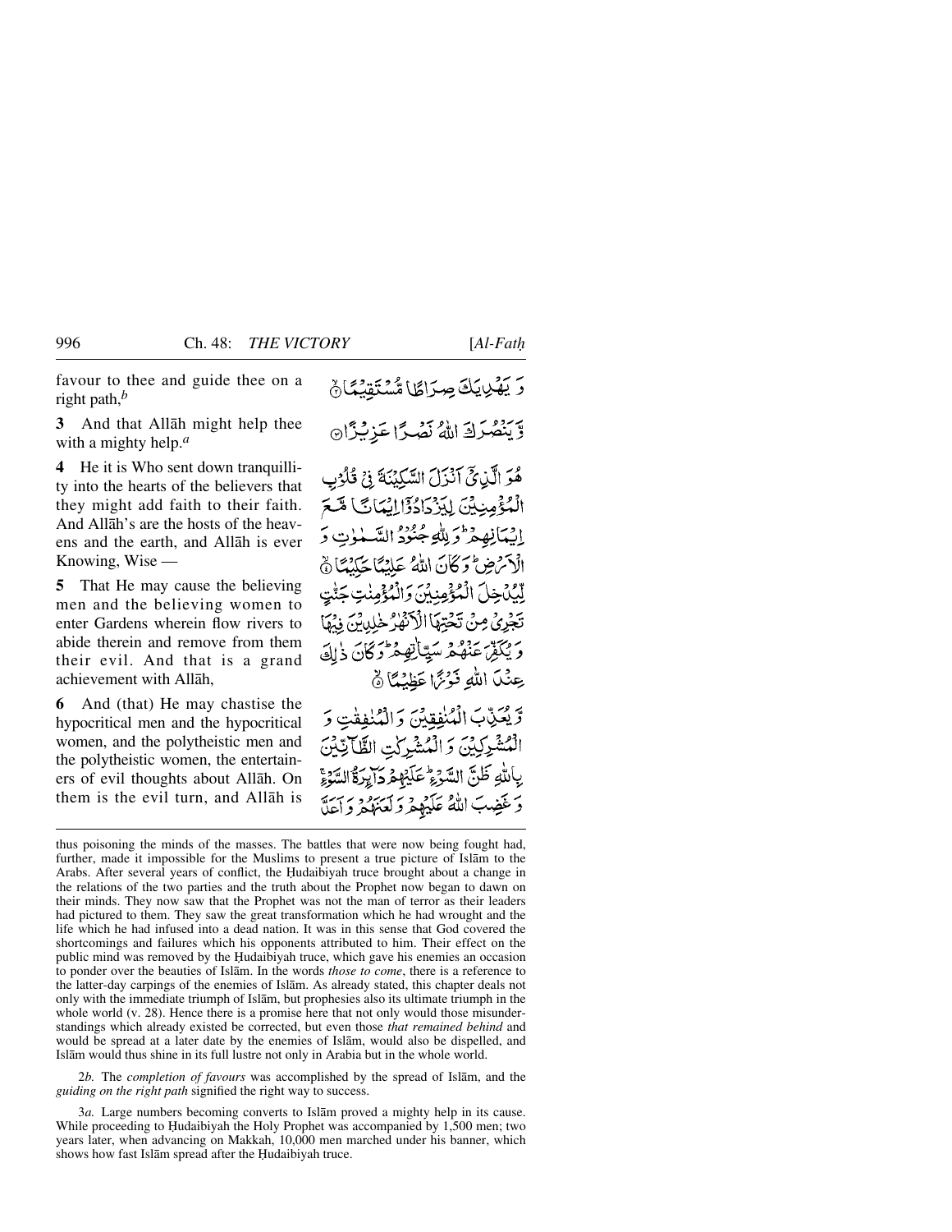favour to thee and guide thee on a right path,[b]

وَ يَهْدِيَكَ صِرَاطًا مُّسْتَقِيْمًا ۙ

**3** And that Allāh might help thee with a mighty help.[a]

وَّ يَنْصُرَكَ اللّٰهُ نَصْرًا عَزِيْزًا

**4** He it is Who sent down tranquillity into the hearts of the believers that they might add faith to their faith. And Allāh's are the hosts of the heavens and the earth, and Allāh is ever Knowing, Wise —

هُوَ الَّذِيْٓ اَنْزَلَ السَّكِيْنَةَ فِيْ قُلُوْبِ الْمُؤْمِنِيْنَ لِيَزْدَادُوْٓا اِيْمَانًا مَّعَ اِيْمَانِهِمْ ؕ وَ لِلّٰهِ جُنُوْدُ السَّمٰوٰتِ وَ الْاَرْضِ ؕ وَ كَانَ اللّٰهُ عَلِيْمًا حَكِيْمًا ۙ

**5** That He may cause the believing men and the believing women to enter Gardens wherein flow rivers to abide therein and remove from them their evil. And that is a grand achievement with Allāh,

لِّيُدْخِلَ الْمُؤْمِنِيْنَ وَ الْمُؤْمِنٰتِ جَنّٰتٍ تَجْرِيْ مِنْ تَحْتِهَا الْاَنْهٰرُ خٰلِدِيْنَ فِيْهَا وَ يُكَفِّرَ عَنْهُمْ سَيِّاٰتِهِمْ ؕ وَ كَانَ ذٰلِكَ عِنْدَ اللّٰهِ فَوْزًا عَظِيْمًا ۙ

**6** And (that) He may chastise the hypocritical men and the hypocritical women, and the polytheistic men and the polytheistic women, the entertainers of evil thoughts about Allāh. On them is the evil turn, and Allāh is

وَّ يُعَذِّبَ الْمُنٰفِقِيْنَ وَ الْمُنٰفِقٰتِ وَ الْمُشْرِكِيْنَ وَ الْمُشْرِكٰتِ الظَّآنِّيْنَ بِاللّٰهِ ظَنَّ السَّوْءِ ؕ عَلَيْهِمْ دَآئِرَةُ السَّوْءِ ۚ وَ غَضِبَ اللّٰهُ عَلَيْهِمْ وَ لَعَنَهُمْ وَ اَعَدَّ

---

thus poisoning the minds of the masses. The battles that were now being fought had, further, made it impossible for the Muslims to present a true picture of Islām to the Arabs. After several years of conflict, the Ḥudaibiyah truce brought about a change in the relations of the two parties and the truth about the Prophet now began to dawn on their minds. They now saw that the Prophet was not the man of terror as their leaders had pictured to them. They saw the great transformation which he had wrought and the life which he had infused into a dead nation. It was in this sense that God covered the shortcomings and failures which his opponents attributed to him. Their effect on the public mind was removed by the Ḥudaibiyah truce, which gave his enemies an occasion to ponder over the beauties of Islām. In the words *those to come*, there is a reference to the latter-day carpings of the enemies of Islām. As already stated, this chapter deals not only with the immediate triumph of Islām, but prophesies also its ultimate triumph in the whole world (v. 28). Hence there is a promise here that not only would those misunderstandings which already existed be corrected, but even those *that remained behind* and would be spread at a later date by the enemies of Islām, would also be dispelled, and Islām would thus shine in its full lustre not only in Arabia but in the whole world.

2*b.* The *completion of favours* was accomplished by the spread of Islām, and the *guiding on the right path* signified the right way to success.

3*a.* Large numbers becoming converts to Islām proved a mighty help in its cause. While proceeding to Ḥudaibiyah the Holy Prophet was accompanied by 1,500 men; two years later, when advancing on Makkah, 10,000 men marched under his banner, which shows how fast Islām spread after the Ḥudaibiyah truce.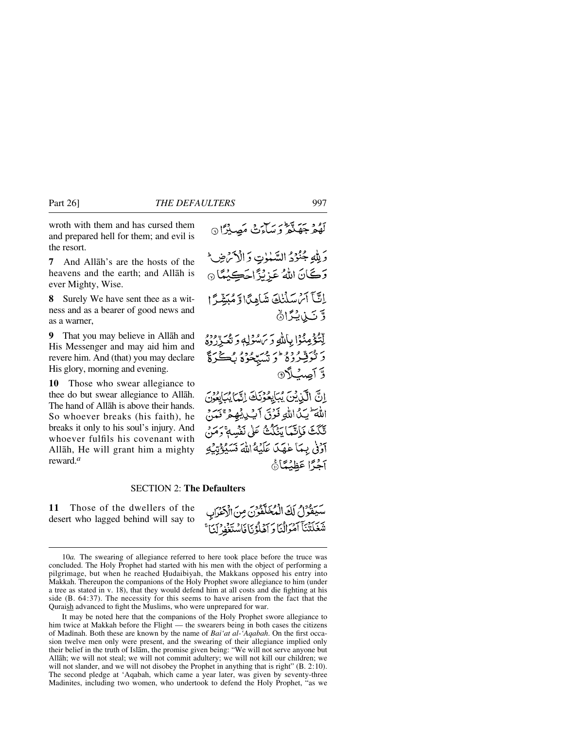wroth with them and has cursed them and prepared hell for them; and evil is the resort.

لَهُمْ جَهَنَّمَ ۚ وَسَآءَتْ مَصِيرًا ۝

**7** And Allāh's are the hosts of the heavens and the earth; and Allāh is ever Mighty, Wise.

وَلِلّٰهِ جُنُودُ السَّمٰوٰتِ وَالْاَرْضِ ۚ وَكَانَ اللّٰهُ عَزِيزًا حَكِيمًا ۝

**8** Surely We have sent thee as a witness and as a bearer of good news and as a warner,

اِنَّآ اَرْسَلْنٰكَ شَاهِدًا وَّمُبَشِّرًا وَّنَذِيرًا ۝

**9** That you may believe in Allāh and His Messenger and may aid him and revere him. And (that) you may declare His glory, morning and evening.

لِّتُؤْمِنُوا بِاللّٰهِ وَرَسُولِهٖ وَتُعَزِّرُوهُ وَتُوَقِّرُوهُ ۚ وَتُسَبِّحُوهُ بُكْرَةً وَّاَصِيلًا ۝

**10** Those who swear allegiance to thee do but swear allegiance to Allāh. The hand of Allāh is above their hands. So whoever breaks (his faith), he breaks it only to his soul's injury. And whoever fulfils his covenant with Allāh, He will grant him a mighty reward.[a]

اِنَّ الَّذِينَ يُبَايِعُونَكَ اِنَّمَا يُبَايِعُونَ اللّٰهَ ۚ يَدُ اللّٰهِ فَوْقَ اَيْدِيهِمْ ۚ فَمَنْ نَّكَثَ فَاِنَّمَا يَنْكُثُ عَلٰى نَفْسِهٖ ۚ وَمَنْ اَوْفٰى بِمَا عٰهَدَ عَلَيْهُ اللّٰهَ فَسَيُؤْتِيهِ اَجْرًا عَظِيمًا ۝

## SECTION 2: **The Defaulters**

**11** Those of the dwellers of the desert who lagged behind will say to

سَيَقُولُ لَكَ الْمُخَلَّفُونَ مِنَ الْاَعْرَابِ شَغَلَتْنَآ اَمْوَالُنَا وَاَهْلُونَا فَاسْتَغْفِرْ لَنَا ۚ

---

10*a.* The swearing of allegiance referred to here took place before the truce was concluded. The Holy Prophet had started with his men with the object of performing a pilgrimage, but when he reached Ḥudaibiyah, the Makkans opposed his entry into Makkah. Thereupon the companions of the Holy Prophet swore allegiance to him (under a tree as stated in v. 18), that they would defend him at all costs and die fighting at his side (B. 64:37). The necessity for this seems to have arisen from the fact that the Quraish advanced to fight the Muslims, who were unprepared for war.

It may be noted here that the companions of the Holy Prophet swore allegiance to him twice at Makkah before the Flight — the swearers being in both cases the citizens of Madīnah. Both these are known by the name of *Bai'at al-'Aqabah*. On the first occasion twelve men only were present, and the swearing of their allegiance implied only their belief in the truth of Islām, the promise given being: "We will not serve anyone but Allāh; we will not steal; we will not commit adultery; we will not kill our children; we will not slander, and we will not disobey the Prophet in anything that is right" (B. 2:10). The second pledge at 'Aqabah, which came a year later, was given by seventy-three Madinites, including two women, who undertook to defend the Holy Prophet, "as we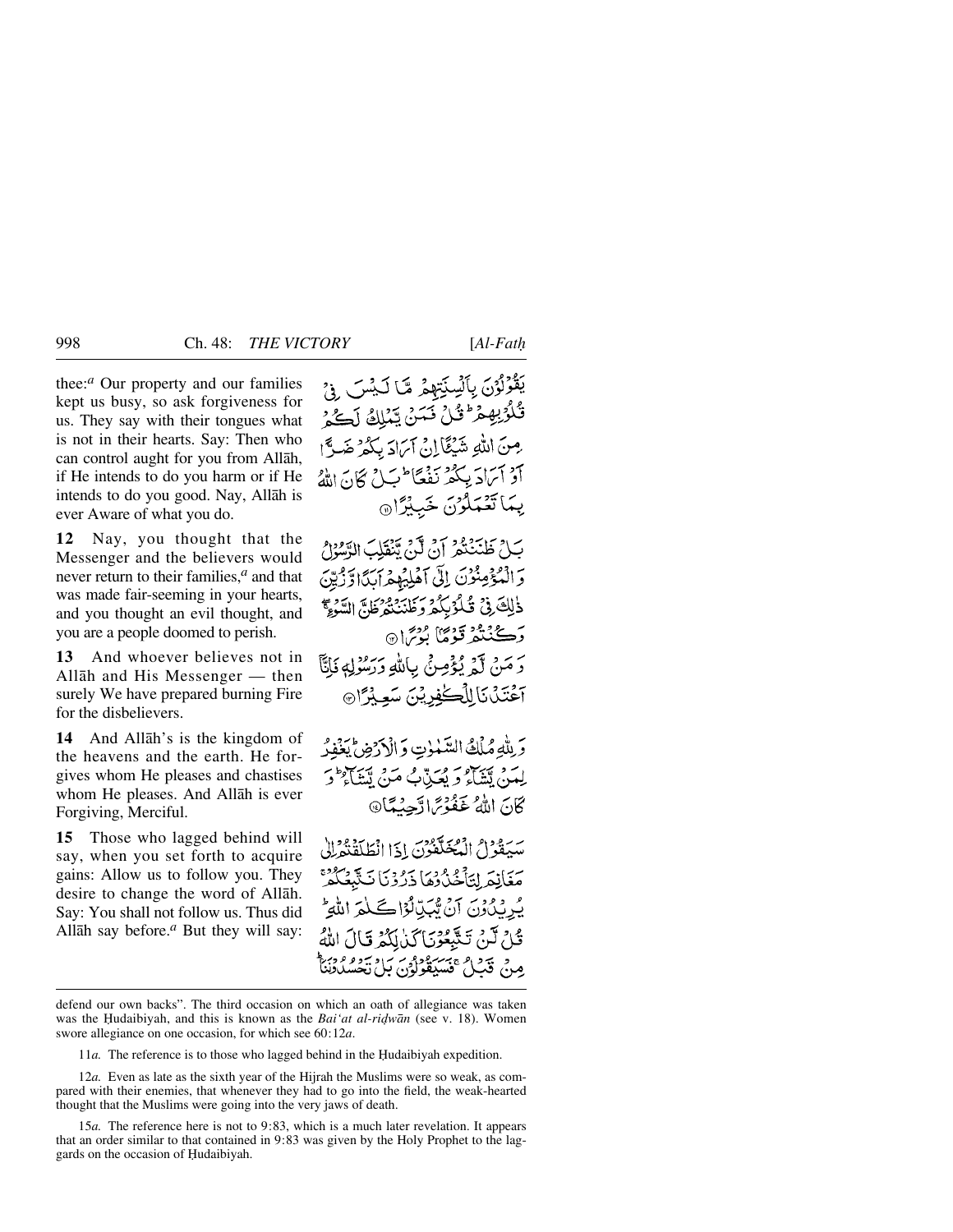thee:[a] Our property and our families kept us busy, so ask forgiveness for us. They say with their tongues what is not in their hearts. Say: Then who can control aught for you from Allāh, if He intends to do you harm or if He intends to do you good. Nay, Allāh is ever Aware of what you do.

يَقُوْلُوْنَ بِاَلْسِنَتِهِمْ مَّا لَيْسَ فِيْ قُلُوْبِهِمْ ۗ قُلْ فَمَنْ يَّمْلِكُ لَكُمْ مِّنَ اللّٰهِ شَيْـًٔا اِنْ اَرَادَ بِكُمْ ضَرًّا اَوْ اَرَادَ بِكُمْ نَفْعًا ۗ بَلْ كَانَ اللّٰهُ بِمَا تَعْمَلُوْنَ خَبِيْرًا ﴿۱۱﴾

**12** Nay, you thought that the Messenger and the believers would never return to their families,[a] and that was made fair-seeming in your hearts, and you thought an evil thought, and you are a people doomed to perish.

بَلْ ظَنَنْتُمْ اَنْ لَّنْ يَّنْقَلِبَ الرَّسُوْلُ وَالْمُؤْمِنُوْنَ اِلٰۤى اَهْلِيْهِمْ اَبَدًا وَّزُيِّنَ ذٰلِكَ فِيْ قُلُوْبِكُمْ وَظَنَنْتُمْ ظَنَّ السَّوْءِ ۚۖ وَكُنْتُمْ قَوْمًۢا بُوْرًا ﴿۱۲﴾

**13** And whoever believes not in Allāh and His Messenger — then surely We have prepared burning Fire for the disbelievers.

وَمَنْ لَّمْ يُؤْمِنْۢ بِاللّٰهِ وَرَسُوْلِهٖ فَاِنَّاۤ اَعْتَدْنَا لِلْكٰفِرِيْنَ سَعِيْرًا ﴿۱۳﴾

**14** And Allāh's is the kingdom of the heavens and the earth. He forgives whom He pleases and chastises whom He pleases. And Allāh is ever Forgiving, Merciful.

وَلِلّٰهِ مُلْكُ السَّمٰوٰتِ وَالْاَرْضِ ۗ يَغْفِرُ لِمَنْ يَّشَآءُ وَيُعَذِّبُ مَنْ يَّشَآءُ ۗ وَكَانَ اللّٰهُ غَفُوْرًا رَّحِيْمًا ﴿۱۴﴾

**15** Those who lagged behind will say, when you set forth to acquire gains: Allow us to follow you. They desire to change the word of Allāh. Say: You shall not follow us. Thus did Allāh say before.[a] But they will say:

سَيَقُوْلُ الْمُخَلَّفُوْنَ اِذَا انْطَلَقْتُمْ اِلٰى مَغَانِمَ لِتَاْخُذُوْهَا ذَرُوْنَا نَتَّبِعْكُمْ ۚ يُرِيْدُوْنَ اَنْ يُّبَدِّلُوْا كَلٰمَ اللّٰهِ ۗ قُلْ لَّنْ تَتَّبِعُوْنَا كَذٰلِكُمْ قَالَ اللّٰهُ مِنْ قَبْلُ ۚ فَسَيَقُوْلُوْنَ بَلْ تَحْسُدُوْنَنَا ۗ

---

defend our own backs". The third occasion on which an oath of allegiance was taken was the Ḥudaibiyah, and this is known as the *Bai'at al-riḍwān* (see v. 18). Women swore allegiance on one occasion, for which see 60:12*a*.

11*a.* The reference is to those who lagged behind in the Ḥudaibiyah expedition.

12*a.* Even as late as the sixth year of the Hijrah the Muslims were so weak, as compared with their enemies, that whenever they had to go into the field, the weak-hearted thought that the Muslims were going into the very jaws of death.

15*a.* The reference here is not to 9:83, which is a much later revelation. It appears that an order similar to that contained in 9:83 was given by the Holy Prophet to the laggards on the occasion of Ḥudaibiyah.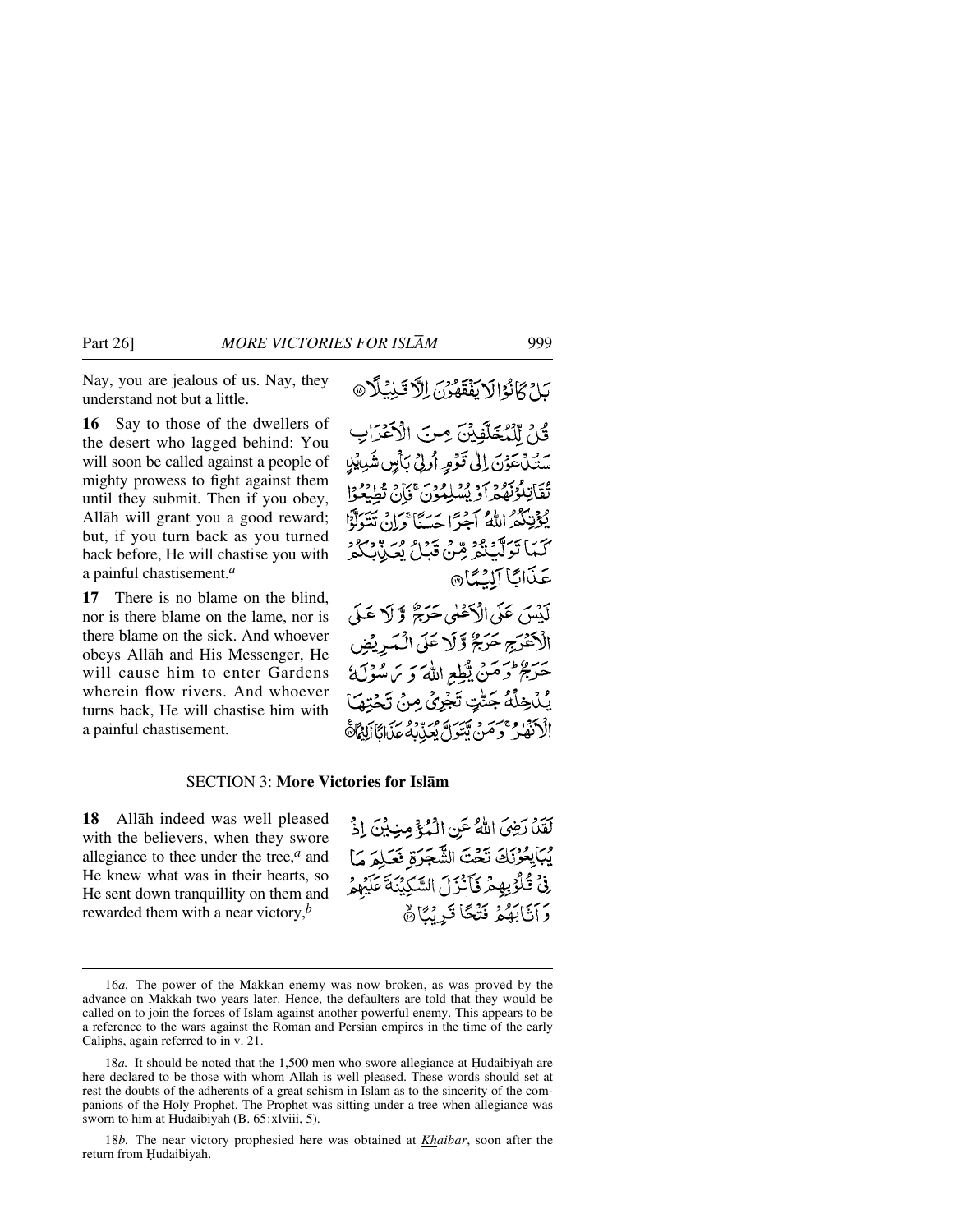Nay, you are jealous of us. Nay, they understand not but a little.

بَلْ كَانُوْا لَا يَفْقَهُوْنَ اِلَّا قَلِيْلًا ﴿۱۵﴾

**16** Say to those of the dwellers of the desert who lagged behind: You will soon be called against a people of mighty prowess to fight against them until they submit. Then if you obey, Allāh will grant you a good reward; but, if you turn back as you turned back before, He will chastise you with a painful chastisement.[a]

قُلْ لِّلْمُخَلَّفِيْنَ مِنَ الْاَعْرَابِ سَتُدْعَوْنَ اِلٰى قَوْمٍ اُولِيْ بَاْسٍ شَدِيْدٍ تُقَاتِلُوْنَهُمْ اَوْ يُسْلِمُوْنَ ۚ فَاِنْ تُطِيْعُوْا يُؤْتِكُمُ اللّٰهُ اَجْرًا حَسَنًا ۚ وَاِنْ تَتَوَلَّوْا كَمَا تَوَلَّيْتُمْ مِّنْ قَبْلُ يُعَذِّبْكُمْ عَذَابًا اَلِيْمًا ﴿۱۶﴾

**17** There is no blame on the blind, nor is there blame on the lame, nor is there blame on the sick. And whoever obeys Allāh and His Messenger, He will cause him to enter Gardens wherein flow rivers. And whoever turns back, He will chastise him with a painful chastisement.

لَيْسَ عَلَى الْاَعْمٰى حَرَجٌ وَّلَا عَلَى الْاَعْرَجِ حَرَجٌ وَّلَا عَلَى الْمَرِيْضِ حَرَجٌ ۗ وَمَنْ يُّطِعِ اللّٰهَ وَرَسُوْلَهٗ يُدْخِلْهُ جَنّٰتٍ تَجْرِيْ مِنْ تَحْتِهَا الْاَنْهٰرُ ۚ وَمَنْ يَّتَوَلَّ يُعَذِّبْهُ عَذَابًا اَلِيْمًا ﴿۱۷﴾

## SECTION 3: More Victories for Islām

**18** Allāh indeed was well pleased with the believers, when they swore allegiance to thee under the tree,[a] and He knew what was in their hearts, so He sent down tranquillity on them and rewarded them with a near victory,[b]

لَقَدْ رَضِيَ اللّٰهُ عَنِ الْمُؤْمِنِيْنَ اِذْ يُبَايِعُوْنَكَ تَحْتَ الشَّجَرَةِ فَعَلِمَ مَا فِيْ قُلُوْبِهِمْ فَاَنْزَلَ السَّكِيْنَةَ عَلَيْهِمْ وَاَثَابَهُمْ فَتْحًا قَرِيْبًا ﴿۱۸﴾

---

16*a.* The power of the Makkan enemy was now broken, as was proved by the advance on Makkah two years later. Hence, the defaulters are told that they would be called on to join the forces of Islām against another powerful enemy. This appears to be a reference to the wars against the Roman and Persian empires in the time of the early Caliphs, again referred to in v. 21.

18*a.* It should be noted that the 1,500 men who swore allegiance at Ḥudaibiyah are here declared to be those with whom Allāh is well pleased. These words should set at rest the doubts of the adherents of a great schism in Islām as to the sincerity of the companions of the Holy Prophet. The Prophet was sitting under a tree when allegiance was sworn to him at Ḥudaibiyah (B. 65:xlviii, 5).

18*b.* The near victory prophesied here was obtained at *Khaibar*, soon after the return from Ḥudaibiyah.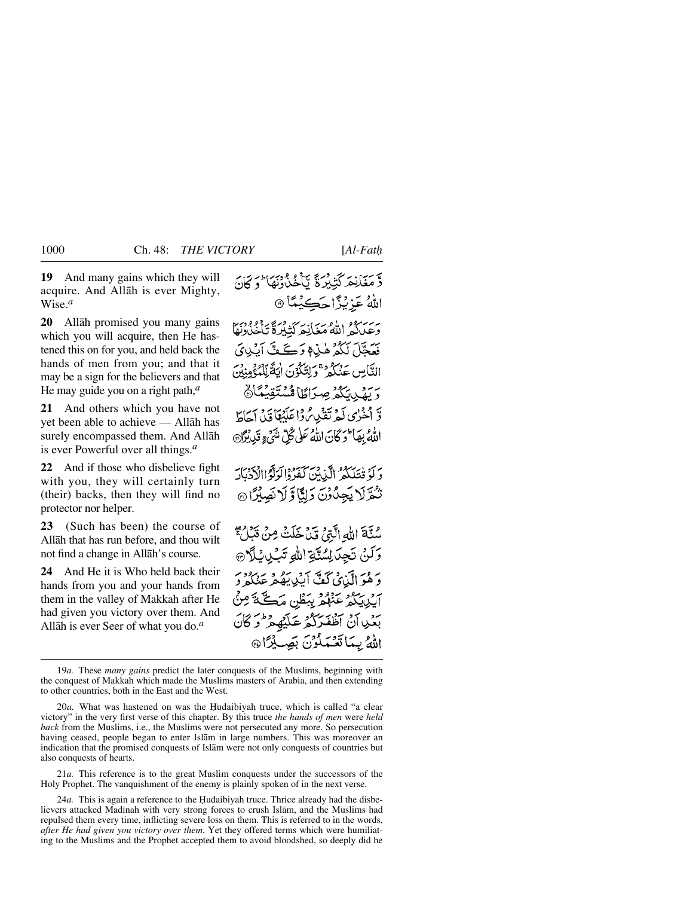**19** And many gains which they will acquire. And Allāh is ever Mighty, Wise.[a]

وَّ مَغَانِمَ كَثِيْرَةً يَّأْخُذُوْنَهَا ؕ وَ كَانَ اللّٰهُ عَزِيْزًا حَكِيْمًا ﴿۱۹﴾

**20** Allāh promised you many gains which you will acquire, then He hastened this on for you, and held back the hands of men from you; and that it may be a sign for the believers and that He may guide you on a right path,[a]

وَعَدَكُمُ اللّٰهُ مَغَانِمَ كَثِيْرَةً تَأْخُذُوْنَهَا فَعَجَّلَ لَكُمْ هٰذِهٖ وَ كَفَّ اَيْدِيَ النَّاسِ عَنْكُمْ ۚ وَ لِتَكُوْنَ اٰيَةً لِّلْمُؤْمِنِيْنَ وَ يَهْدِيَكُمْ صِرَاطًا مُّسْتَقِيْمًا ﴿۲۰﴾

**21** And others which you have not yet been able to achieve — Allāh has surely encompassed them. And Allāh is ever Powerful over all things.[a]

وَّ اُخْرٰى لَمْ تَقْدِرُوْا عَلَيْهَا قَدْ اَحَاطَ اللّٰهُ بِهَا ؕ وَ كَانَ اللّٰهُ عَلٰى كُلِّ شَيْءٍ قَدِيْرًا ﴿۲۱﴾

**22** And if those who disbelieve fight with you, they will certainly turn (their) backs, then they will find no protector nor helper.

وَ لَوْ قٰتَلَكُمُ الَّذِيْنَ كَفَرُوْا لَوَلَّوُا الْاَدْبَارَ ثُمَّ لَا يَجِدُوْنَ وَلِيًّا وَّ لَا نَصِيْرًا ﴿۲۲﴾

**23** (Such has been) the course of Allāh that has run before, and thou wilt not find a change in Allāh's course.

سُنَّةَ اللّٰهِ الَّتِيْ قَدْ خَلَتْ مِنْ قَبْلُ ۚۖ وَ لَنْ تَجِدَ لِسُنَّةِ اللّٰهِ تَبْدِيْلًا ﴿۲۳﴾

**24** And He it is Who held back their hands from you and your hands from them in the valley of Makkah after He had given you victory over them. And Allāh is ever Seer of what you do.[a]

وَ هُوَ الَّذِيْ كَفَّ اَيْدِيَهُمْ عَنْكُمْ وَ اَيْدِيَكُمْ عَنْهُمْ بِبَطْنِ مَكَّةَ مِنْۢ بَعْدِ اَنْ اَظْفَرَكُمْ عَلَيْهِمْ ؕ وَ كَانَ اللّٰهُ بِمَا تَعْمَلُوْنَ بَصِيْرًا ﴿۲۴﴾

---

19*a.* These *many gains* predict the later conquests of the Muslims, beginning with the conquest of Makkah which made the Muslims masters of Arabia, and then extending to other countries, both in the East and the West.

20*a.* What was hastened on was the Ḥudaibiyah truce, which is called "a clear victory" in the very first verse of this chapter. By this truce *the hands of men* were *held back* from the Muslims, i.e., the Muslims were not persecuted any more. So persecution having ceased, people began to enter Islām in large numbers. This was moreover an indication that the promised conquests of Islām were not only conquests of countries but also conquests of hearts.

21*a.* This reference is to the great Muslim conquests under the successors of the Holy Prophet. The vanquishment of the enemy is plainly spoken of in the next verse.

24*a.* This is again a reference to the Ḥudaibiyah truce. Thrice already had the disbelievers attacked Madīnah with very strong forces to crush Islām, and the Muslims had repulsed them every time, inflicting severe loss on them. This is referred to in the words, *after He had given you victory over them*. Yet they offered terms which were humiliating to the Muslims and the Prophet accepted them to avoid bloodshed, so deeply did he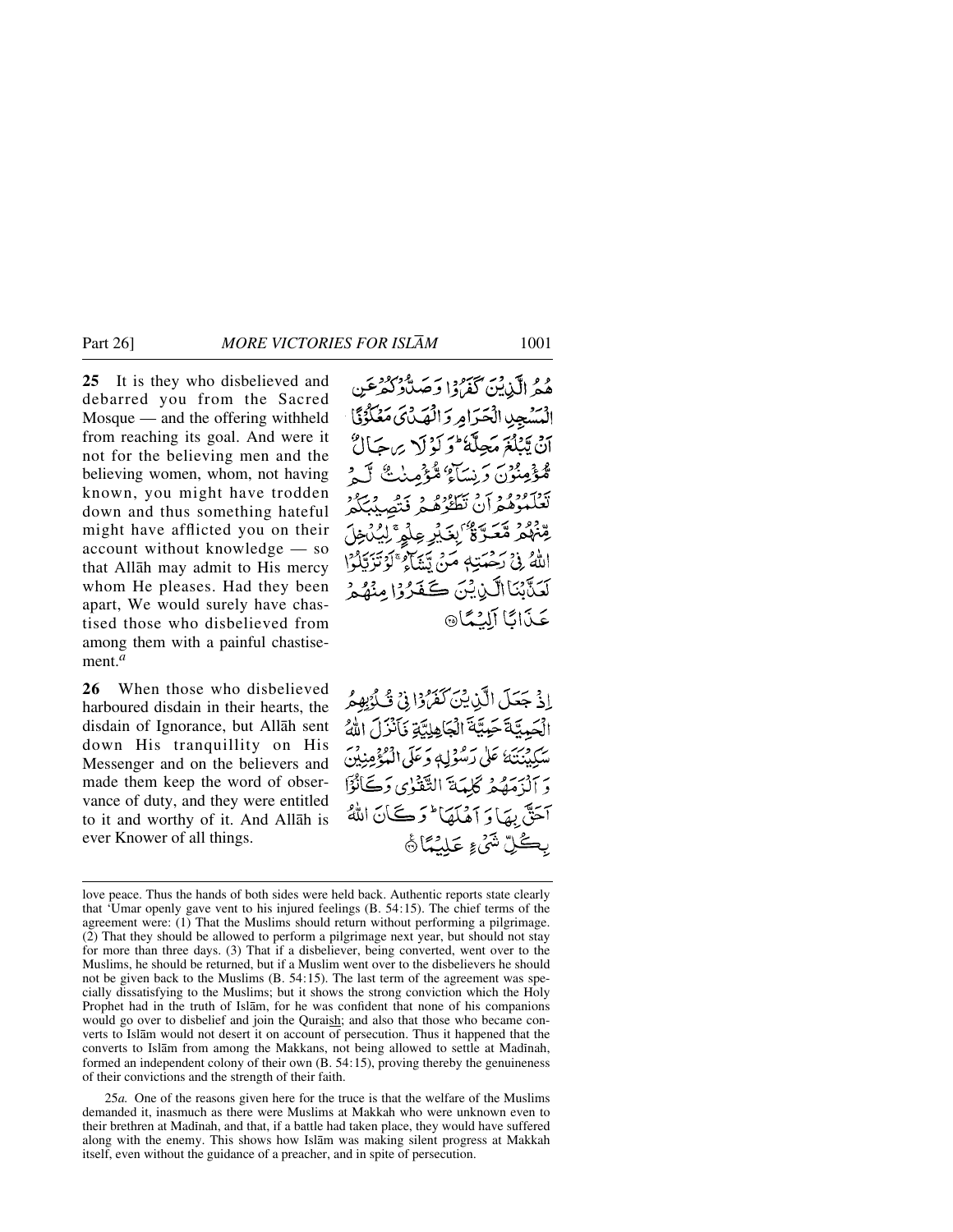**25** It is they who disbelieved and debarred you from the Sacred Mosque — and the offering withheld from reaching its goal. And were it not for the believing men and the believing women, whom, not having known, you might have trodden down and thus something hateful might have afflicted you on their account without knowledge — so that Allāh may admit to His mercy whom He pleases. Had they been apart, We would surely have chastised those who disbelieved from among them with a painful chastisement.[a]

هُمُ الَّذِينَ كَفَرُوا وَصَدُّوكُمْ عَنِ الْمَسْجِدِ الْحَرَامِ وَالْهَدْيَ مَعْكُوفًا أَنْ يَبْلُغَ مَحِلَّهُ ۚ وَلَوْلَا رِجَالٌ مُؤْمِنُونَ وَنِسَاءٌ مُؤْمِنَاتٌ لَمْ تَعْلَمُوهُمْ أَنْ تَطَئُوهُمْ فَتُصِيبَكُمْ مِنْهُمْ مَعَرَّةٌ بِغَيْرِ عِلْمٍ ۖ لِيُدْخِلَ اللَّهُ فِي رَحْمَتِهِ مَنْ يَشَاءُ ۚ لَوْ تَزَيَّلُوا لَعَذَّبْنَا الَّذِينَ كَفَرُوا مِنْهُمْ عَذَابًا أَلِيمًا ﴿٢٥﴾

**26** When those who disbelieved harboured disdain in their hearts, the disdain of Ignorance, but Allāh sent down His tranquillity on His Messenger and on the believers and made them keep the word of observance of duty, and they were entitled to it and worthy of it. And Allāh is ever Knower of all things.

إِذْ جَعَلَ الَّذِينَ كَفَرُوا فِي قُلُوبِهِمُ الْحَمِيَّةَ حَمِيَّةَ الْجَاهِلِيَّةِ فَأَنْزَلَ اللَّهُ سَكِينَتَهُ عَلَىٰ رَسُولِهِ وَعَلَى الْمُؤْمِنِينَ وَأَلْزَمَهُمْ كَلِمَةَ التَّقْوَىٰ وَكَانُوا أَحَقَّ بِهَا وَأَهْلَهَا ۚ وَكَانَ اللَّهُ بِكُلِّ شَيْءٍ عَلِيمًا ﴿٢٦﴾

---

love peace. Thus the hands of both sides were held back. Authentic reports state clearly that 'Umar openly gave vent to his injured feelings (B. 54:15). The chief terms of the agreement were: (1) That the Muslims should return without performing a pilgrimage. (2) That they should be allowed to perform a pilgrimage next year, but should not stay for more than three days. (3) That if a disbeliever, being converted, went over to the Muslims, he should be returned, but if a Muslim went over to the disbelievers he should not be given back to the Muslims (B. 54:15). The last term of the agreement was specially dissatisfying to the Muslims; but it shows the strong conviction which the Holy Prophet had in the truth of Islām, for he was confident that none of his companions would go over to disbelief and join the Quraish; and also that those who became converts to Islām would not desert it on account of persecution. Thus it happened that the converts to Islām from among the Makkans, not being allowed to settle at Madīnah, formed an independent colony of their own (B. 54:15), proving thereby the genuineness of their convictions and the strength of their faith.

25*a.* One of the reasons given here for the truce is that the welfare of the Muslims demanded it, inasmuch as there were Muslims at Makkah who were unknown even to their brethren at Madīnah, and that, if a battle had taken place, they would have suffered along with the enemy. This shows how Islām was making silent progress at Makkah itself, even without the guidance of a preacher, and in spite of persecution.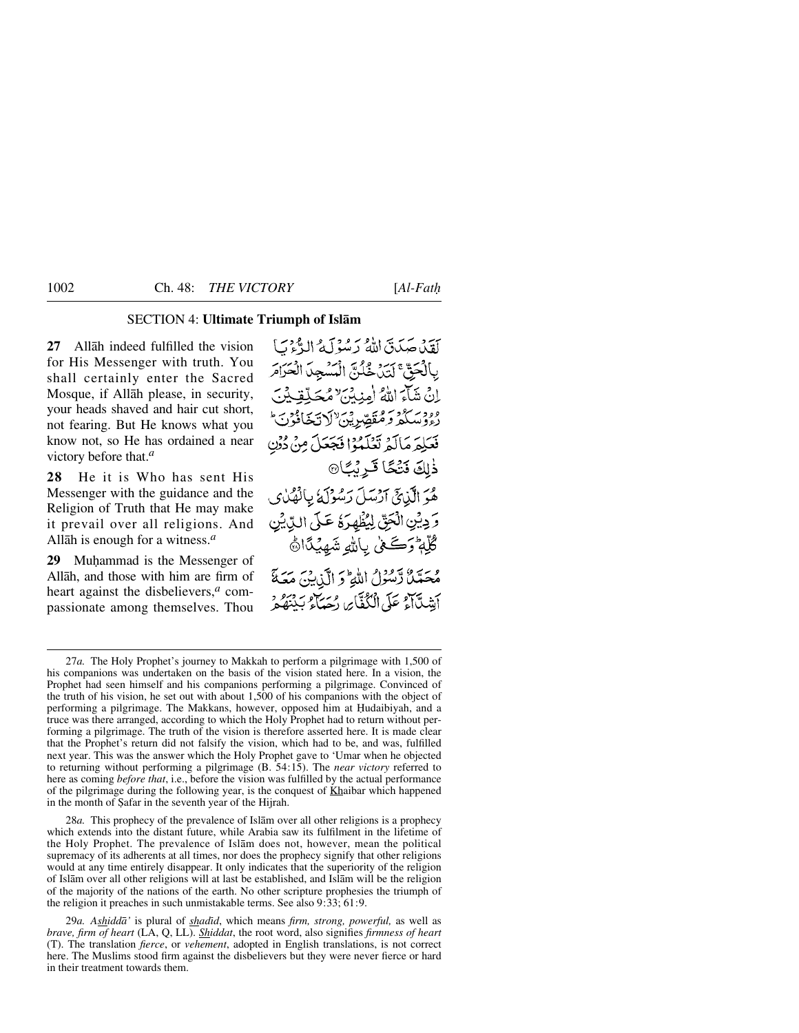## SECTION 4: **Ultimate Triumph of Islām**

**27** Allāh indeed fulfilled the vision for His Messenger with truth. You shall certainly enter the Sacred Mosque, if Allāh please, in security, your heads shaved and hair cut short, not fearing. But He knows what you know not, so He has ordained a near victory before that.*a*

لَقَدْ صَدَقَ اللّٰهُ رَسُوْلَهُ الرُّءْيَا بِالْحَقِّ ۚ لَتَدْخُلُنَّ الْمَسْجِدَ الْحَرَامَ اِنْ شَآءَ اللّٰهُ اٰمِنِيْنَ ۙ مُحَلِّقِيْنَ رُءُوْسَكُمْ وَ مُقَصِّرِيْنَ ۙ لَا تَخَافُوْنَ ؕ فَعَلِمَ مَا لَمْ تَعْلَمُوْا فَجَعَلَ مِنْ دُوْنِ ذٰلِكَ فَتْحًا قَرِيْبًا ۝

**28** He it is Who has sent His Messenger with the guidance and the Religion of Truth that He may make it prevail over all religions. And Allāh is enough for a witness.*a*

هُوَ الَّذِيْۤ اَرْسَلَ رَسُوْلَهُ بِالْهُدٰى وَ دِيْنِ الْحَقِّ لِيُظْهِرَهُ عَلَى الدِّيْنِ كُلِّهِ ؕ وَ كَفٰى بِاللّٰهِ شَهِيْدًا ۝

**29** Muḥammad is the Messenger of Allāh, and those with him are firm of heart against the disbelievers,*a* compassionate among themselves. Thou

مُحَمَّدٌ رَّسُوْلُ اللّٰهِ ؕ وَ الَّذِيْنَ مَعَهٗۤ اَشِدَّآءُ عَلَى الْكُفَّارِ رُحَمَآءُ بَيْنَهُمْ

---

27*a.* The Holy Prophet's journey to Makkah to perform a pilgrimage with 1,500 of his companions was undertaken on the basis of the vision stated here. In a vision, the Prophet had seen himself and his companions performing a pilgrimage. Convinced of the truth of his vision, he set out with about 1,500 of his companions with the object of performing a pilgrimage. The Makkans, however, opposed him at Ḥudaibiyah, and a truce was there arranged, according to which the Holy Prophet had to return without performing a pilgrimage. The truth of the vision is therefore asserted here. It is made clear that the Prophet's return did not falsify the vision, which had to be, and was, fulfilled next year. This was the answer which the Holy Prophet gave to 'Umar when he objected to returning without performing a pilgrimage (B. 54:15). The *near victory* referred to here as coming *before that*, i.e., before the vision was fulfilled by the actual performance of the pilgrimage during the following year, is the conquest of Khaibar which happened in the month of Ṣafar in the seventh year of the Hijrah.

28*a.* This prophecy of the prevalence of Islām over all other religions is a prophecy which extends into the distant future, while Arabia saw its fulfilment in the lifetime of the Holy Prophet. The prevalence of Islām does not, however, mean the political supremacy of its adherents at all times, nor does the prophecy signify that other religions would at any time entirely disappear. It only indicates that the superiority of the religion of Islām over all other religions will at last be established, and Islām will be the religion of the majority of the nations of the earth. No other scripture prophesies the triumph of the religion it preaches in such unmistakable terms. See also 9:33; 61:9.

29*a.* *Ashiddā'* is plural of *shadīd*, which means *firm, strong, powerful,* as well as *brave, firm of heart* (LA, Q, LL). *Shiddat*, the root word, also signifies *firmness of heart* (T). The translation *fierce*, or *vehement*, adopted in English translations, is not correct here. The Muslims stood firm against the disbelievers but they were never fierce or hard in their treatment towards them.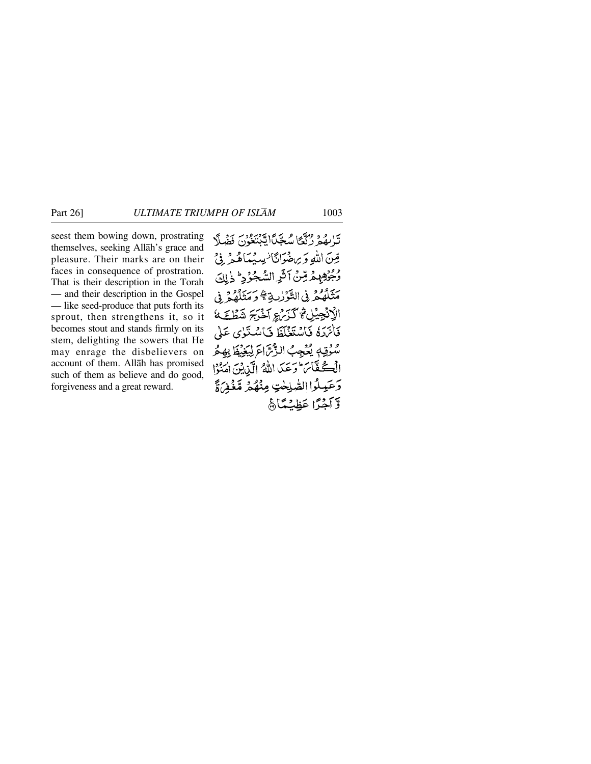seest them bowing down, prostrating themselves, seeking Allāh's grace and pleasure. Their marks are on their faces in consequence of prostration. That is their description in the Torah — and their description in the Gospel — like seed-produce that puts forth its sprout, then strengthens it, so it becomes stout and stands firmly on its stem, delighting the sowers that He may enrage the disbelievers on account of them. Allāh has promised such of them as believe and do good, forgiveness and a great reward.

تَرٰىهُمْ رُكَّعًا سُجَّدًا يَّبْتَغُوْنَ فَضْلًا مِّنَ اللّٰهِ وَرِضْوَانًا ۫ سِيْمَاهُمْ فِيْ وُجُوْهِهِمْ مِّنْ اَثَرِ السُّجُوْدِ ؕ ذٰلِكَ مَثَلُهُمْ فِي التَّوْرٰىةِ ۚۖۛ وَمَثَلُهُمْ فِي الْاِنْجِيْلِ ۚۛ كَزَرْعٍ اَخْرَجَ شَطْـَٔهٗ فَاٰزَرَهٗ فَاسْتَغْلَظَ فَاسْتَوٰى عَلٰى سُوْقِهٖ يُعْجِبُ الزُّرَّاعَ لِيَغِيْظَ بِهِمُ الْكُفَّارَ ؕ وَعَدَ اللّٰهُ الَّذِيْنَ اٰمَنُوْا وَعَمِلُوا الصّٰلِحٰتِ مِنْهُمْ مَّغْفِرَةً وَّاَجْرًا عَظِيْمًا ۝